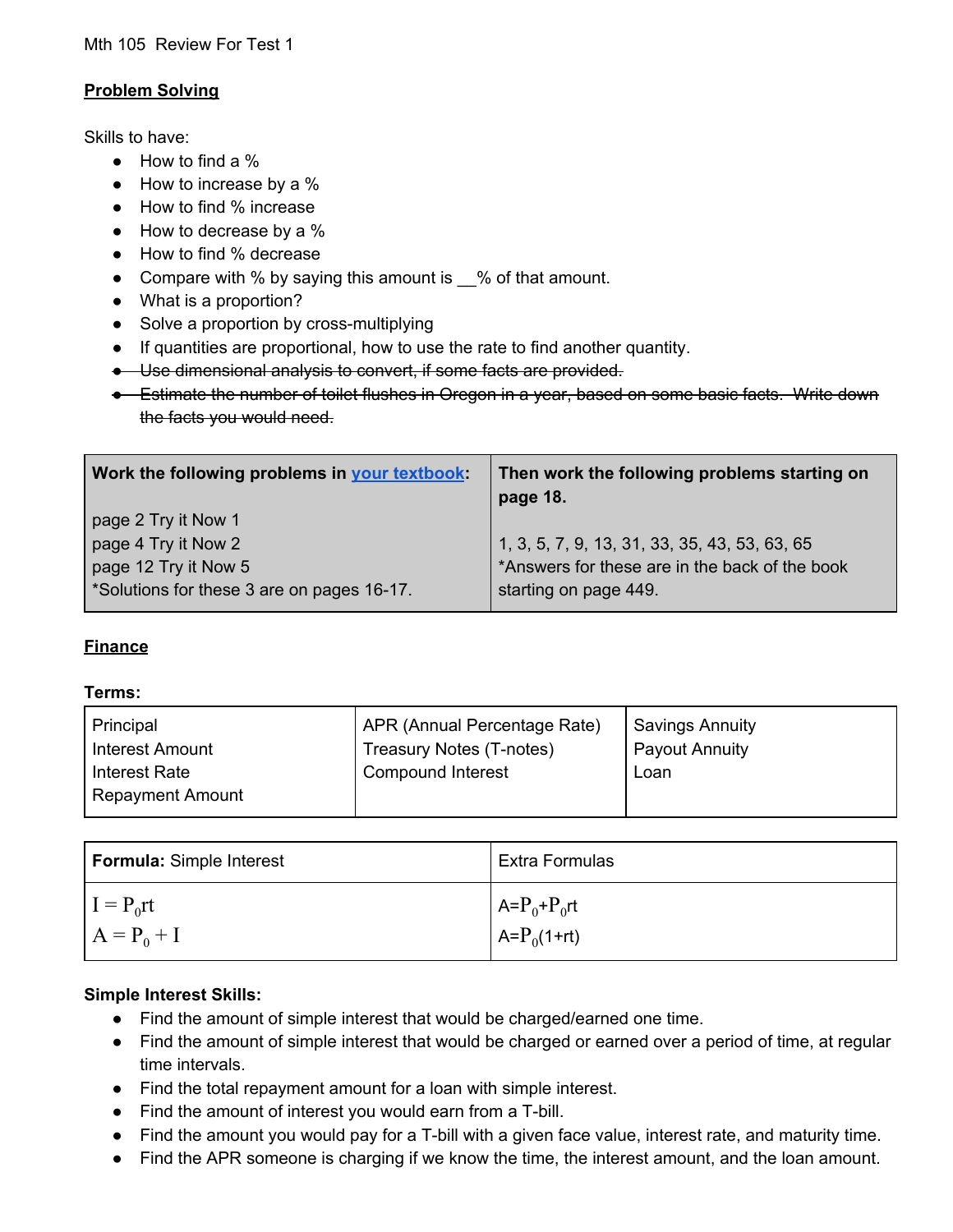Mth 105 Review For Test 1

**Problem Solving**

Skills to have:

- How to find a %
- How to increase by a %
- How to find % increase
- How to decrease by a %
- How to find % decrease
- Compare with % by saying this amount is __% of that amount.
- What is a proportion?
- Solve a proportion by cross-multiplying
- If quantities are proportional, how to use the rate to find another quantity.
- ~~Use dimensional analysis to convert, if some facts are provided.~~
- ~~Estimate the number of toilet flushes in Oregon in a year, based on some basic facts. Write down the facts you would need.~~

| | |
|---|---|
| **Work the following problems in your textbook:**<br><br>page 2 Try it Now 1<br>page 4 Try it Now 2<br>page 12 Try it Now 5<br>*Solutions for these 3 are on pages 16-17. | **Then work the following problems starting on page 18.**<br><br>1, 3, 5, 7, 9, 13, 31, 33, 35, 43, 53, 63, 65<br>*Answers for these are in the back of the book starting on page 449. |

**Finance**

**Terms:**

| | | |
|---|---|---|
| Principal<br>Interest Amount<br>Interest Rate<br>Repayment Amount | APR (Annual Percentage Rate)<br>Treasury Notes (T-notes)<br>Compound Interest | Savings Annuity<br>Payout Annuity<br>Loan |

| **Formula:** Simple Interest | Extra Formulas |
|---|---|
| $I = P_0rt$<br>$A = P_0 + I$ | $A=P_0+P_0rt$<br>$A=P_0(1+rt)$ |

**Simple Interest Skills:**

- Find the amount of simple interest that would be charged/earned one time.
- Find the amount of simple interest that would be charged or earned over a period of time, at regular time intervals.
- Find the total repayment amount for a loan with simple interest.
- Find the amount of interest you would earn from a T-bill.
- Find the amount you would pay for a T-bill with a given face value, interest rate, and maturity time.
- Find the APR someone is charging if we know the time, the interest amount, and the loan amount.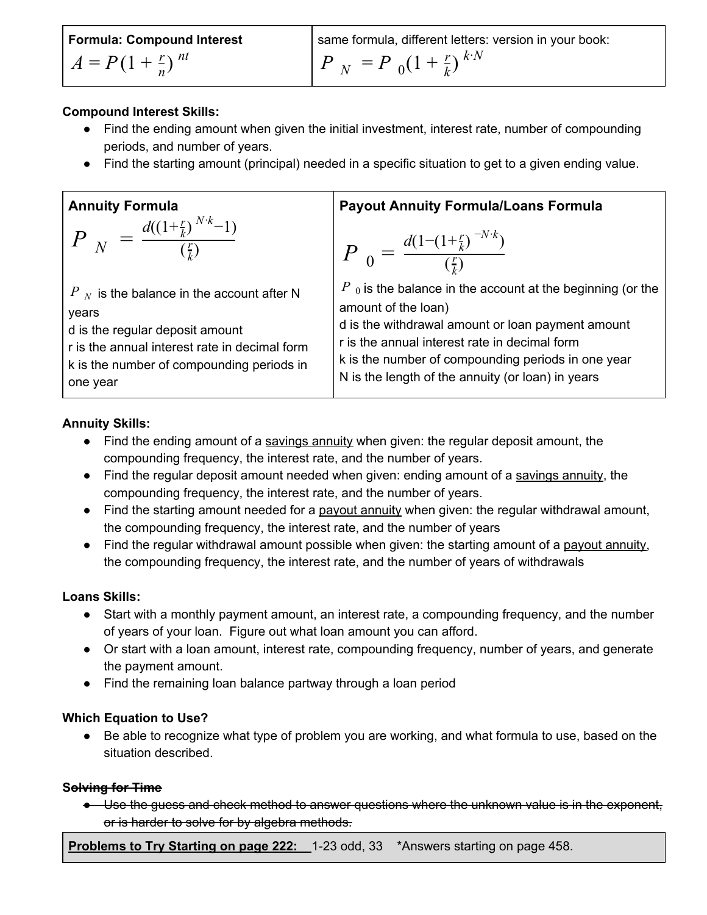| Formula: Compound Interest | same formula, different letters: version in your book: |
| --- | --- |
| $A = P(1 + \frac{r}{n})^{nt}$ | $P_N = P_0(1 + \frac{r}{k})^{k \cdot N}$ |

**Compound Interest Skills:**

- Find the ending amount when given the initial investment, interest rate, number of compounding periods, and number of years.
- Find the starting amount (principal) needed in a specific situation to get to a given ending value.

| Annuity Formula | Payout Annuity Formula/Loans Formula |
| --- | --- |
| $P_N = \frac{d((1+\frac{r}{k})^{N \cdot k} - 1)}{(\frac{r}{k})}$ | $P_0 = \frac{d(1-(1+\frac{r}{k})^{-N \cdot k})}{(\frac{r}{k})}$ |
| $P_N$ is the balance in the account after N years<br>d is the regular deposit amount<br>r is the annual interest rate in decimal form<br>k is the number of compounding periods in one year | $P_0$ is the balance in the account at the beginning (or the amount of the loan)<br>d is the withdrawal amount or loan payment amount<br>r is the annual interest rate in decimal form<br>k is the number of compounding periods in one year<br>N is the length of the annuity (or loan) in years |

**Annuity Skills:**

- Find the ending amount of a savings annuity when given: the regular deposit amount, the compounding frequency, the interest rate, and the number of years.
- Find the regular deposit amount needed when given: ending amount of a savings annuity, the compounding frequency, the interest rate, and the number of years.
- Find the starting amount needed for a payout annuity when given: the regular withdrawal amount, the compounding frequency, the interest rate, and the number of years
- Find the regular withdrawal amount possible when given: the starting amount of a payout annuity, the compounding frequency, the interest rate, and the number of years of withdrawals

**Loans Skills:**

- Start with a monthly payment amount, an interest rate, a compounding frequency, and the number of years of your loan. Figure out what loan amount you can afford.
- Or start with a loan amount, interest rate, compounding frequency, number of years, and generate the payment amount.
- Find the remaining loan balance partway through a loan period

**Which Equation to Use?**

- Be able to recognize what type of problem you are working, and what formula to use, based on the situation described.

~~**Solving for Time**~~

- ~~Use the guess and check method to answer questions where the unknown value is in the exponent, or is harder to solve for by algebra methods.~~

**Problems to Try Starting on page 222:** 1-23 odd, 33 *Answers starting on page 458.